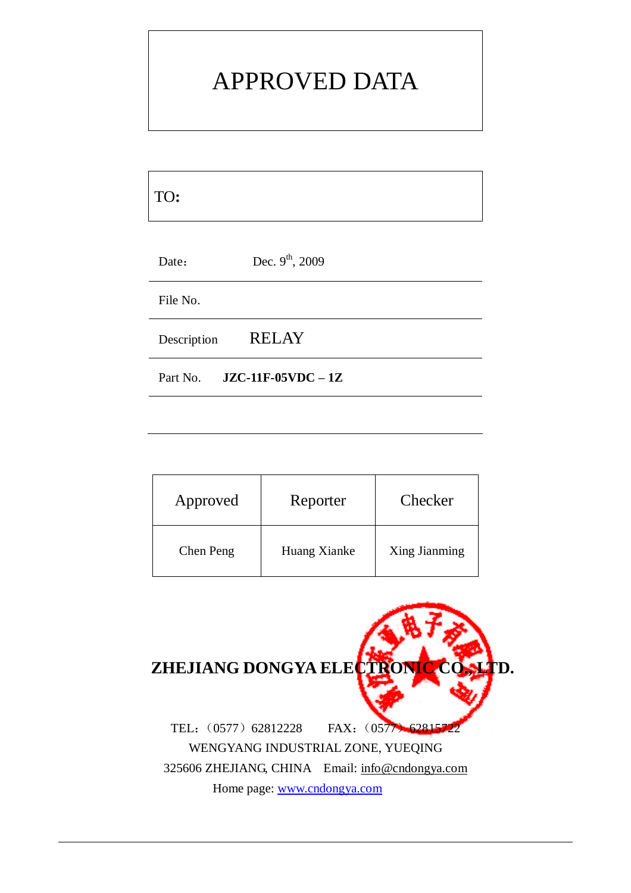# APPROVED DATA

TO:

| | |
|---|---|
| Date： | Dec. 9th, 2009 |
| File No. | |
| Description | RELAY |
| Part No. | **JZC-11F-05VDC – 1Z** |

| Approved | Reporter | Checker |
|---|---|---|
| Chen Peng | Huang Xianke | Xing Jianming |

**ZHEJIANG DONGYA ELECTRONIC CO., LTD.**

TEL：（0577）62812228 FAX：（0577）62815722

WENGYANG INDUSTRIAL ZONE, YUEQING

325606 ZHEJIANG, CHINA Email: info@cndongya.com

Home page: www.cndongya.com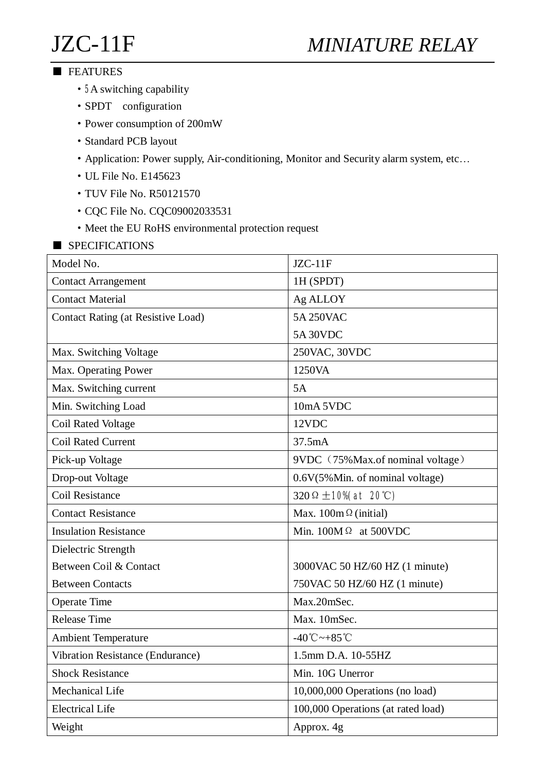# JZC-11F *MINIATURE RELAY*

## ■ FEATURES

- 5A switching capability
- SPDT configuration
- Power consumption of 200mW
- Standard PCB layout
- Application: Power supply, Air-conditioning, Monitor and Security alarm system, etc…
- UL File No. E145623
- TUV File No. R50121570
- CQC File No. CQC09002033531
- Meet the EU RoHS environmental protection request

## ■ SPECIFICATIONS

| Model No. | JZC-11F |
|---|---|
| Contact Arrangement | 1H (SPDT) |
| Contact Material | Ag ALLOY |
| Contact Rating (at Resistive Load) | 5A 250VAC<br>5A 30VDC |
| Max. Switching Voltage | 250VAC, 30VDC |
| Max. Operating Power | 1250VA |
| Max. Switching current | 5A |
| Min. Switching Load | 10mA 5VDC |
| Coil Rated Voltage | 12VDC |
| Coil Rated Current | 37.5mA |
| Pick-up Voltage | 9VDC（75%Max.of nominal voltage） |
| Drop-out Voltage | 0.6V(5%Min. of nominal voltage) |
| Coil Resistance | 320Ω±10%(at 20℃) |
| Contact Resistance | Max. 100mΩ(initial) |
| Insulation Resistance | Min. 100MΩ at 500VDC |
| Dielectric Strength<br>Between Coil & Contact<br>Between Contacts | <br>3000VAC 50 HZ/60 HZ (1 minute)<br>750VAC 50 HZ/60 HZ (1 minute) |
| Operate Time | Max.20mSec. |
| Release Time | Max. 10mSec. |
| Ambient Temperature | -40℃~+85℃ |
| Vibration Resistance (Endurance) | 1.5mm D.A. 10-55HZ |
| Shock Resistance | Min. 10G Unerror |
| Mechanical Life | 10,000,000 Operations (no load) |
| Electrical Life | 100,000 Operations (at rated load) |
| Weight | Approx. 4g |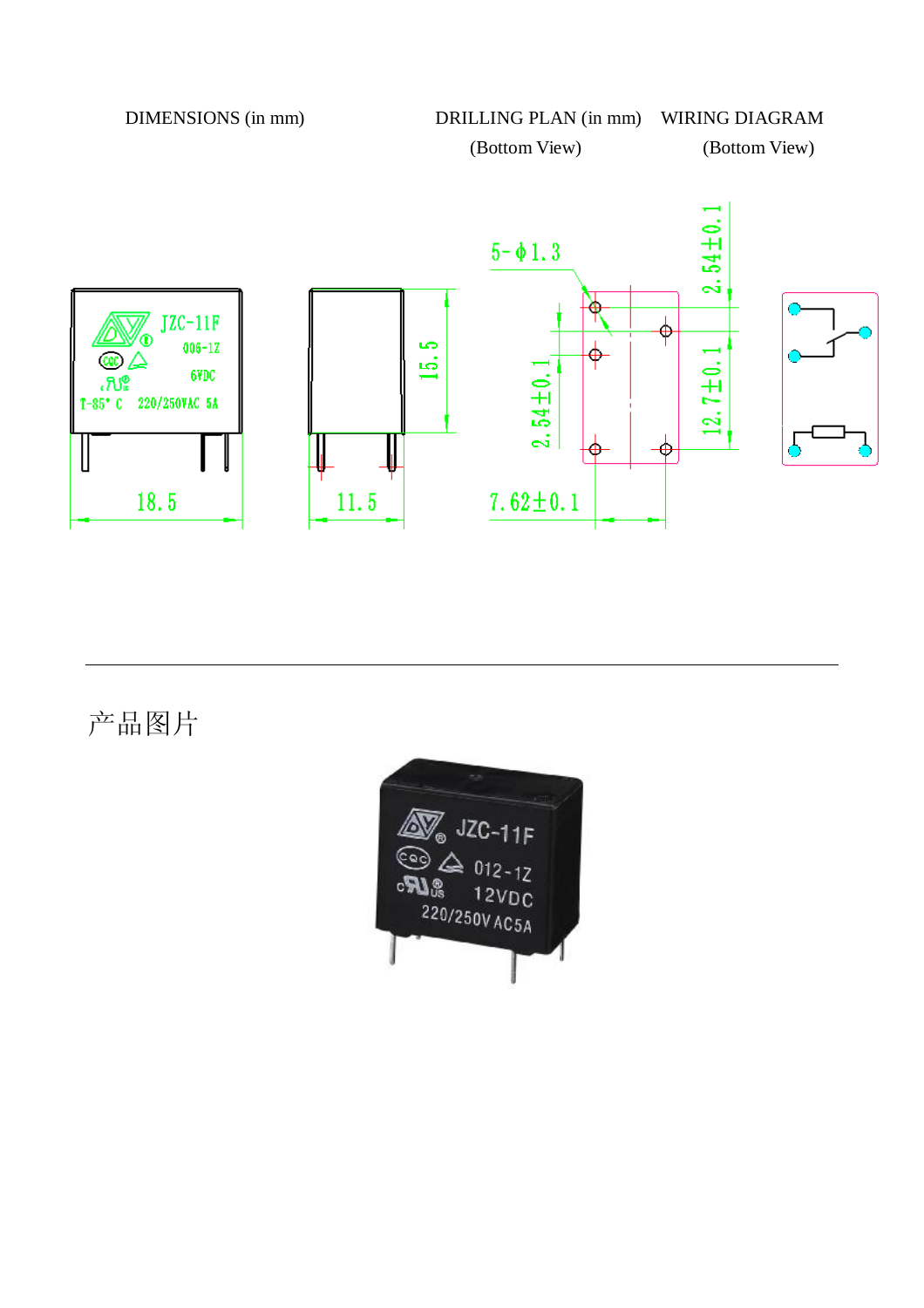DIMENSIONS (in mm)

DRILLING PLAN (in mm)
(Bottom View)

WIRING DIAGRAM
(Bottom View)

JZC-11F
006-1Z
6VDC
T-85° C 220/250VAC 5A

18.5

11.5

15.5

5-ϕ1.3

2.54±0.1

2.54±0.1

12.7±0.1

7.62±0.1

---

产品图片

JZC-11F
012-1Z
12VDC
220/250VAC5A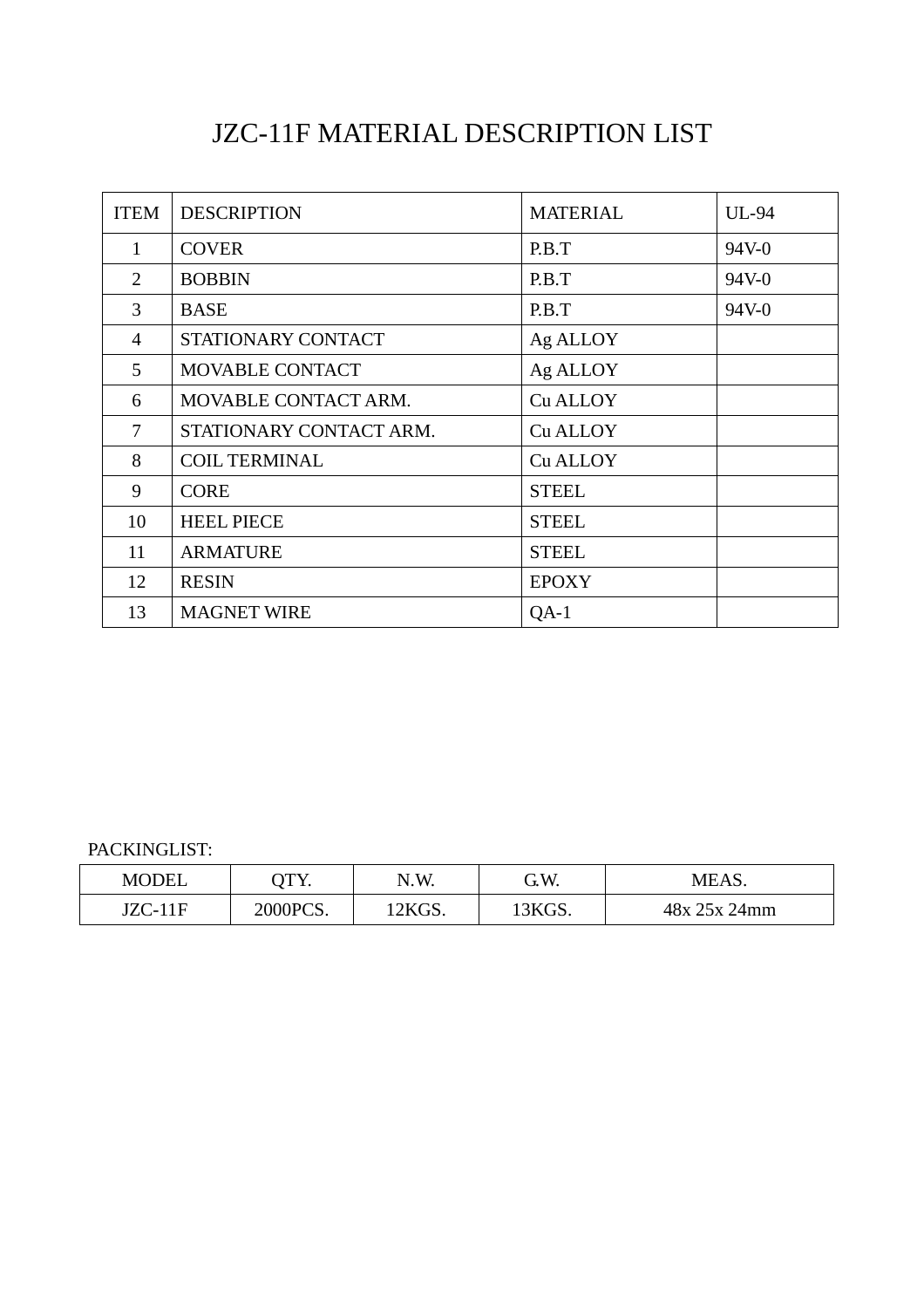# JZC-11F MATERIAL DESCRIPTION LIST

| ITEM | DESCRIPTION | MATERIAL | UL-94 |
|---|---|---|---|
| 1 | COVER | P.B.T | 94V-0 |
| 2 | BOBBIN | P.B.T | 94V-0 |
| 3 | BASE | P.B.T | 94V-0 |
| 4 | STATIONARY CONTACT | Ag ALLOY | |
| 5 | MOVABLE CONTACT | Ag ALLOY | |
| 6 | MOVABLE CONTACT ARM. | Cu ALLOY | |
| 7 | STATIONARY CONTACT ARM. | Cu ALLOY | |
| 8 | COIL TERMINAL | Cu ALLOY | |
| 9 | CORE | STEEL | |
| 10 | HEEL PIECE | STEEL | |
| 11 | ARMATURE | STEEL | |
| 12 | RESIN | EPOXY | |
| 13 | MAGNET WIRE | QA-1 | |

PACKINGLIST:

| MODEL | QTY. | N.W. | G.W. | MEAS. |
|---|---|---|---|---|
| JZC-11F | 2000PCS. | 12KGS. | 13KGS. | 48x 25x 24mm |